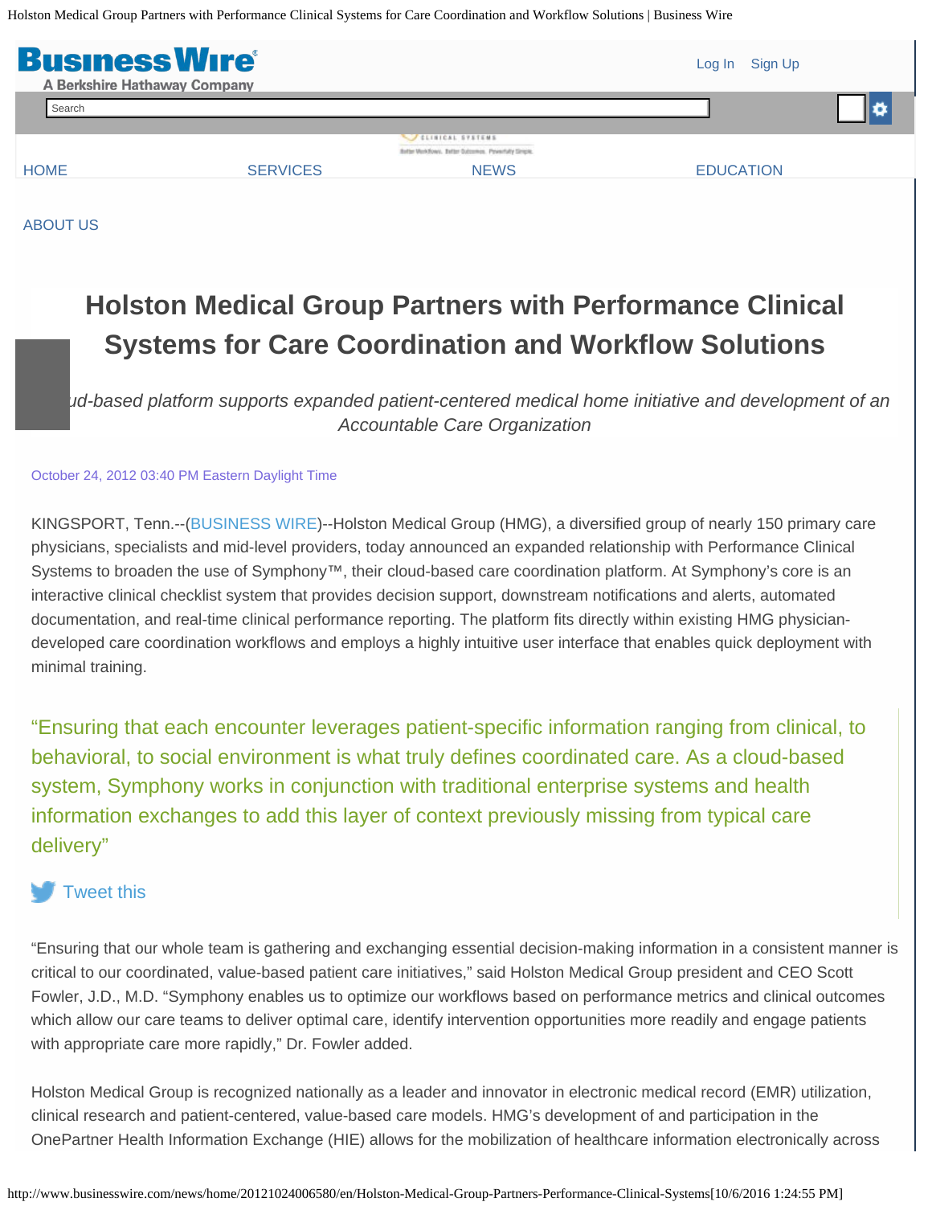# Holston Medical Group Partners with Performance Clinical Systems for Care Coordination and Workflow Solutions

*Cloud-based platform supports expanded patient-centered medical home initiative and development of an Accountable Care Organization*

October 24, 2012 03:40 PM Eastern Daylight Time

KINGSPORT, Tenn.--(BUSINESS WIRE)--Holston Medical Group (HMG), a diversified group of nearly 150 primary care physicians, specialists and mid-level providers, today announced an expanded relationship with Performance Clinical Systems to broaden the use of Symphony™, their cloud-based care coordination platform. At Symphony's core is an interactive clinical checklist system that provides decision support, downstream notifications and alerts, automated documentation, and real-time clinical performance reporting. The platform fits directly within existing HMG physician-developed care coordination workflows and employs a highly intuitive user interface that enables quick deployment with minimal training.

> "Ensuring that each encounter leverages patient-specific information ranging from clinical, to behavioral, to social environment is what truly defines coordinated care. As a cloud-based system, Symphony works in conjunction with traditional enterprise systems and health information exchanges to add this layer of context previously missing from typical care delivery"
>
> Tweet this

"Ensuring that our whole team is gathering and exchanging essential decision-making information in a consistent manner is critical to our coordinated, value-based patient care initiatives," said Holston Medical Group president and CEO Scott Fowler, J.D., M.D. "Symphony enables us to optimize our workflows based on performance metrics and clinical outcomes which allow our care teams to deliver optimal care, identify intervention opportunities more readily and engage patients with appropriate care more rapidly," Dr. Fowler added.

Holston Medical Group is recognized nationally as a leader and innovator in electronic medical record (EMR) utilization, clinical research and patient-centered, value-based care models. HMG's development of and participation in the OnePartner Health Information Exchange (HIE) allows for the mobilization of healthcare information electronically across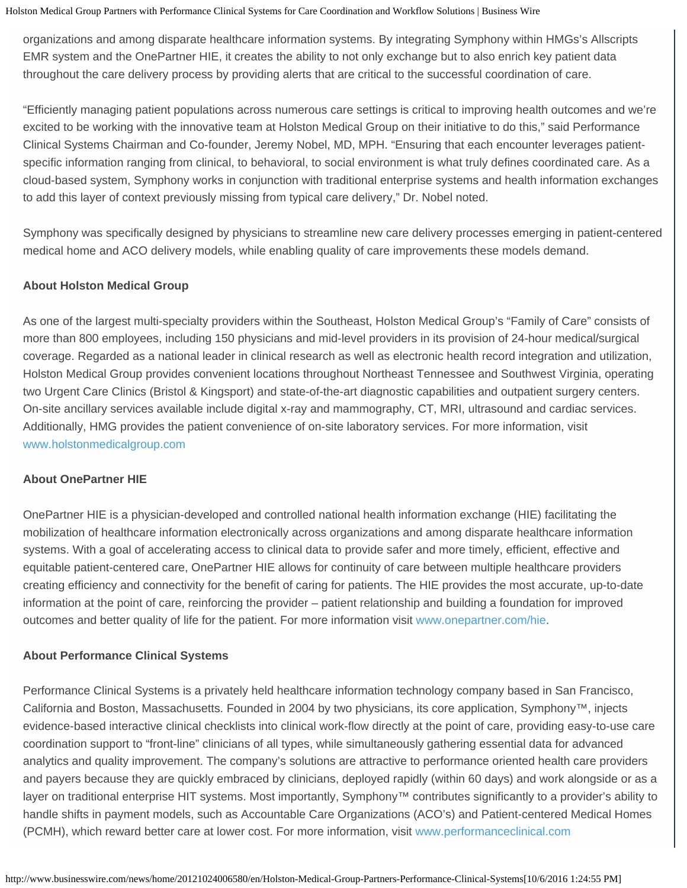organizations and among disparate healthcare information systems. By integrating Symphony within HMGs's Allscripts EMR system and the OnePartner HIE, it creates the ability to not only exchange but to also enrich key patient data throughout the care delivery process by providing alerts that are critical to the successful coordination of care.

"Efficiently managing patient populations across numerous care settings is critical to improving health outcomes and we're excited to be working with the innovative team at Holston Medical Group on their initiative to do this," said Performance Clinical Systems Chairman and Co-founder, Jeremy Nobel, MD, MPH. "Ensuring that each encounter leverages patient-specific information ranging from clinical, to behavioral, to social environment is what truly defines coordinated care. As a cloud-based system, Symphony works in conjunction with traditional enterprise systems and health information exchanges to add this layer of context previously missing from typical care delivery," Dr. Nobel noted.

Symphony was specifically designed by physicians to streamline new care delivery processes emerging in patient-centered medical home and ACO delivery models, while enabling quality of care improvements these models demand.

**About Holston Medical Group**

As one of the largest multi-specialty providers within the Southeast, Holston Medical Group's "Family of Care" consists of more than 800 employees, including 150 physicians and mid-level providers in its provision of 24-hour medical/surgical coverage. Regarded as a national leader in clinical research as well as electronic health record integration and utilization, Holston Medical Group provides convenient locations throughout Northeast Tennessee and Southwest Virginia, operating two Urgent Care Clinics (Bristol & Kingsport) and state-of-the-art diagnostic capabilities and outpatient surgery centers. On-site ancillary services available include digital x-ray and mammography, CT, MRI, ultrasound and cardiac services. Additionally, HMG provides the patient convenience of on-site laboratory services. For more information, visit www.holstonmedicalgroup.com

**About OnePartner HIE**

OnePartner HIE is a physician-developed and controlled national health information exchange (HIE) facilitating the mobilization of healthcare information electronically across organizations and among disparate healthcare information systems. With a goal of accelerating access to clinical data to provide safer and more timely, efficient, effective and equitable patient-centered care, OnePartner HIE allows for continuity of care between multiple healthcare providers creating efficiency and connectivity for the benefit of caring for patients. The HIE provides the most accurate, up-to-date information at the point of care, reinforcing the provider – patient relationship and building a foundation for improved outcomes and better quality of life for the patient. For more information visit www.onepartner.com/hie.

**About Performance Clinical Systems**

Performance Clinical Systems is a privately held healthcare information technology company based in San Francisco, California and Boston, Massachusetts. Founded in 2004 by two physicians, its core application, Symphony™, injects evidence-based interactive clinical checklists into clinical work-flow directly at the point of care, providing easy-to-use care coordination support to "front-line" clinicians of all types, while simultaneously gathering essential data for advanced analytics and quality improvement. The company's solutions are attractive to performance oriented health care providers and payers because they are quickly embraced by clinicians, deployed rapidly (within 60 days) and work alongside or as a layer on traditional enterprise HIT systems. Most importantly, Symphony™ contributes significantly to a provider's ability to handle shifts in payment models, such as Accountable Care Organizations (ACO's) and Patient-centered Medical Homes (PCMH), which reward better care at lower cost. For more information, visit www.performanceclinical.com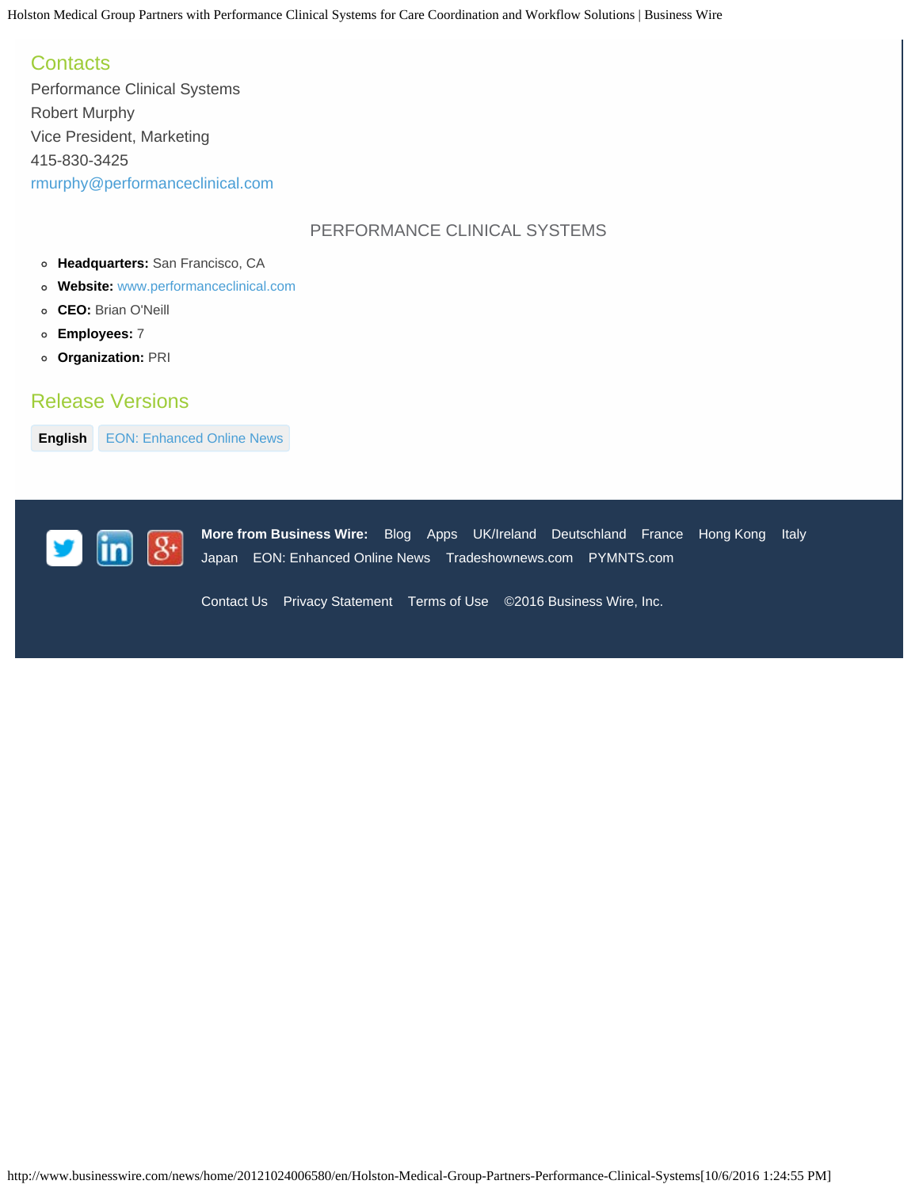## Contacts

Performance Clinical Systems
Robert Murphy
Vice President, Marketing
415-830-3425
rmurphy@performanceclinical.com

PERFORMANCE CLINICAL SYSTEMS

- **Headquarters:** San Francisco, CA
- **Website:** www.performanceclinical.com
- **CEO:** Brian O'Neill
- **Employees:** 7
- **Organization:** PRI

## Release Versions

**English** EON: Enhanced Online News

**More from Business Wire:** Blog Apps UK/Ireland Deutschland France Hong Kong Italy Japan EON: Enhanced Online News Tradeshownews.com PYMNTS.com

Contact Us Privacy Statement Terms of Use ©2016 Business Wire, Inc.